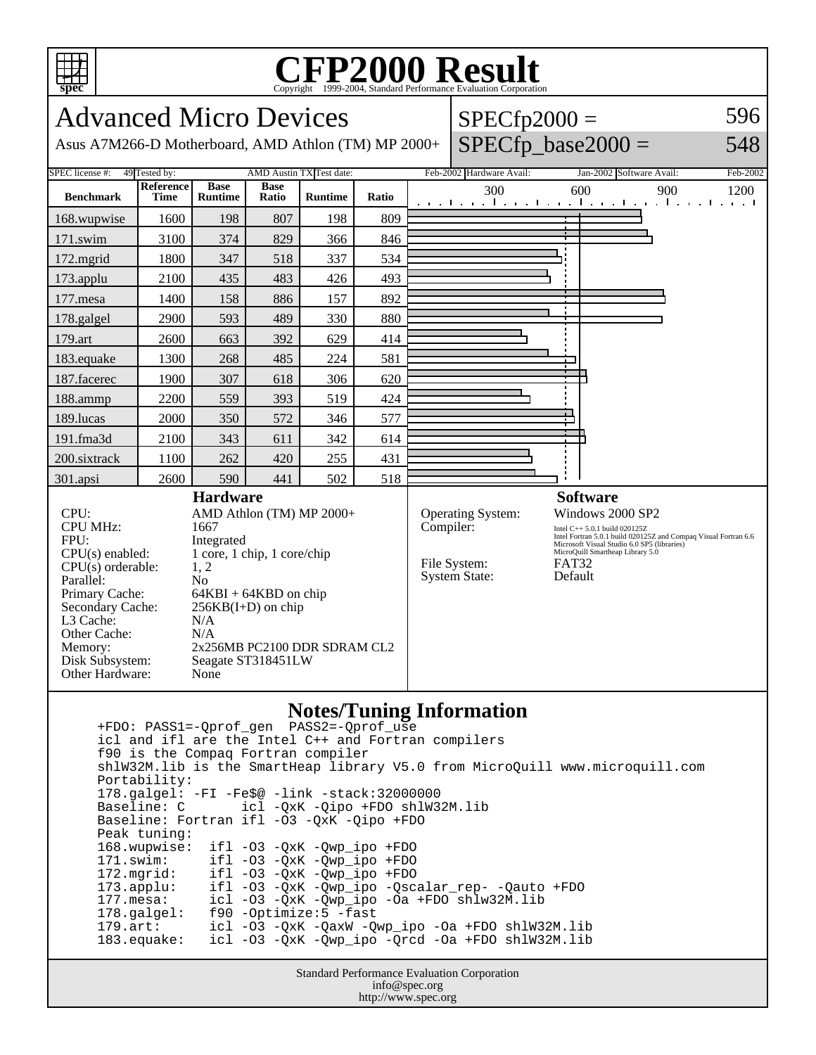# CFP2000 Result

Copyright 1999-2004, Standard Performance Evaluation Corporation

## Advanced Micro Devices

Asus A7M266-D Motherboard, AMD Athlon (TM) MP 2000+

SPECfp2000 = 596

SPECfp_base2000 = 548

| SPEC license #: | 49 | Tested by: | AMD Austin TX | Test date: | Feb-2002 | Hardware Avail: | Jan-2002 | Software Avail: | Feb-2002 |
|---|---|---|---|---|---|---|---|---|---|

| Benchmark | Reference Time | Base Runtime | Base Ratio | Runtime | Ratio |
|---|---|---|---|---|---|
| 168.wupwise | 1600 | 198 | 807 | 198 | 809 |
| 171.swim | 3100 | 374 | 829 | 366 | 846 |
| 172.mgrid | 1800 | 347 | 518 | 337 | 534 |
| 173.applu | 2100 | 435 | 483 | 426 | 493 |
| 177.mesa | 1400 | 158 | 886 | 157 | 892 |
| 178.galgel | 2900 | 593 | 489 | 330 | 880 |
| 179.art | 2600 | 663 | 392 | 629 | 414 |
| 183.equake | 1300 | 268 | 485 | 224 | 581 |
| 187.facerec | 1900 | 307 | 618 | 306 | 620 |
| 188.ammp | 2200 | 559 | 393 | 519 | 424 |
| 189.lucas | 2000 | 350 | 572 | 346 | 577 |
| 191.fma3d | 2100 | 343 | 611 | 342 | 614 |
| 200.sixtrack | 1100 | 262 | 420 | 255 | 431 |
| 301.apsi | 2600 | 590 | 441 | 502 | 518 |

### Hardware

| | |
|---|---|
| CPU: | AMD Athlon (TM) MP 2000+ |
| CPU MHz: | 1667 |
| FPU: | Integrated |
| CPU(s) enabled: | 1 core, 1 chip, 1 core/chip |
| CPU(s) orderable: | 1, 2 |
| Parallel: | No |
| Primary Cache: | 64KBI + 64KBD on chip |
| Secondary Cache: | 256KB(I+D) on chip |
| L3 Cache: | N/A |
| Other Cache: | N/A |
| Memory: | 2x256MB PC2100 DDR SDRAM CL2 |
| Disk Subsystem: | Seagate ST318451LW |
| Other Hardware: | None |

### Software

| | |
|---|---|
| Operating System: | Windows 2000 SP2 |
| Compiler: | Intel C++ 5.0.1 build 020125Z<br>Intel Fortran 5.0.1 build 020125Z and Compaq Visual Fortran 6.6<br>Microsoft Visual Studio 6.0 SP5 (libraries)<br>MicroQuill Smartheap Library 5.0 |
| File System: | FAT32 |
| System State: | Default |

### Notes/Tuning Information

```
+FDO: PASS1=-Qprof_gen  PASS2=-Qprof_use
icl and ifl are the Intel C++ and Fortran compilers
f90 is the Compaq Fortran compiler
shlW32M.lib is the SmartHeap library V5.0 from MicroQuill www.microquill.com
Portability:
178.galgel: -FI -Fe$@ -link -stack:32000000
Baseline: C       icl -QxK -Qipo +FDO shlW32M.lib
Baseline: Fortran ifl -O3 -QxK -Qipo +FDO
Peak tuning:
168.wupwise:  ifl -O3 -QxK -Qwp_ipo +FDO
171.swim:     ifl -O3 -QxK -Qwp_ipo +FDO
172.mgrid:    ifl -O3 -QxK -Qwp_ipo +FDO
173.applu:    ifl -O3 -QxK -Qwp_ipo -Qscalar_rep- -Qauto +FDO
177.mesa:     icl -O3 -QxK -Qwp_ipo -Oa +FDO shlw32M.lib
178.galgel:   f90 -Optimize:5 -fast
179.art:      icl -O3 -QxK -QaxW -Qwp_ipo -Oa +FDO shlW32M.lib
183.equake:   icl -O3 -QxK -Qwp_ipo -Qrcd -Oa +FDO shlW32M.lib
```

Standard Performance Evaluation Corporation
info@spec.org
http://www.spec.org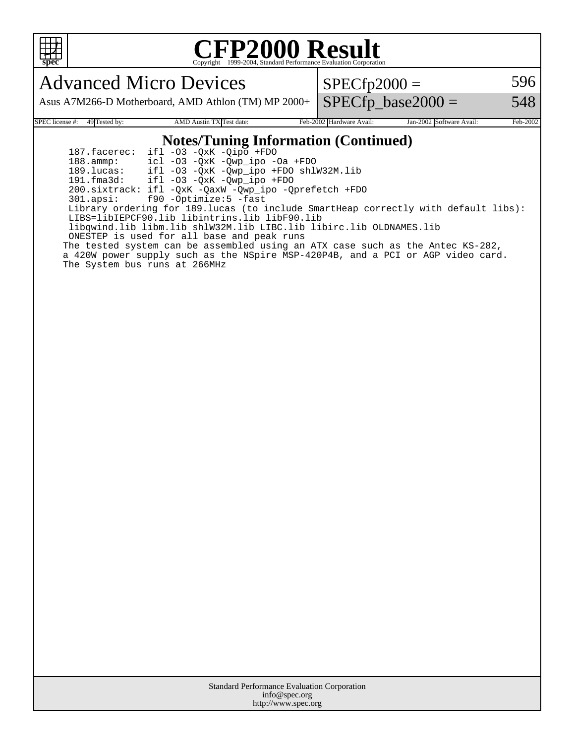# CFP2000 Result

Copyright 1999-2004, Standard Performance Evaluation Corporation

## Advanced Micro Devices

Asus A7M266-D Motherboard, AMD Athlon (TM) MP 2000+

SPECfp2000 = 596

SPECfp_base2000 = 548

| SPEC license #: | 49 | Tested by: | AMD Austin TX | Test date: | Feb-2002 | Hardware Avail: | Jan-2002 | Software Avail: | Feb-2002 |
|---|---|---|---|---|---|---|---|---|---|

### Notes/Tuning Information (Continued)

```
 187.facerec:  ifl -O3 -QxK -Qipo +FDO
 188.ammp:     icl -O3 -QxK -Qwp_ipo -Oa +FDO
 189.lucas:    ifl -O3 -QxK -Qwp_ipo +FDO shlW32M.lib
 191.fma3d:    ifl -O3 -QxK -Qwp_ipo +FDO
 200.sixtrack: ifl -QxK -QaxW -Qwp_ipo -Qprefetch +FDO
 301.apsi:     f90 -Optimize:5 -fast
 Library ordering for 189.lucas (to include SmartHeap correctly with default libs):
 LIBS=libIEPCF90.lib libintrins.lib libF90.lib
 libqwind.lib libm.lib shlW32M.lib LIBC.lib libirc.lib OLDNAMES.lib
 ONESTEP is used for all base and peak runs
The tested system can be assembled using an ATX case such as the Antec KS-282,
a 420W power supply such as the NSpire MSP-420P4B, and a PCI or AGP video card.
The System bus runs at 266MHz
```

Standard Performance Evaluation Corporation
info@spec.org
http://www.spec.org